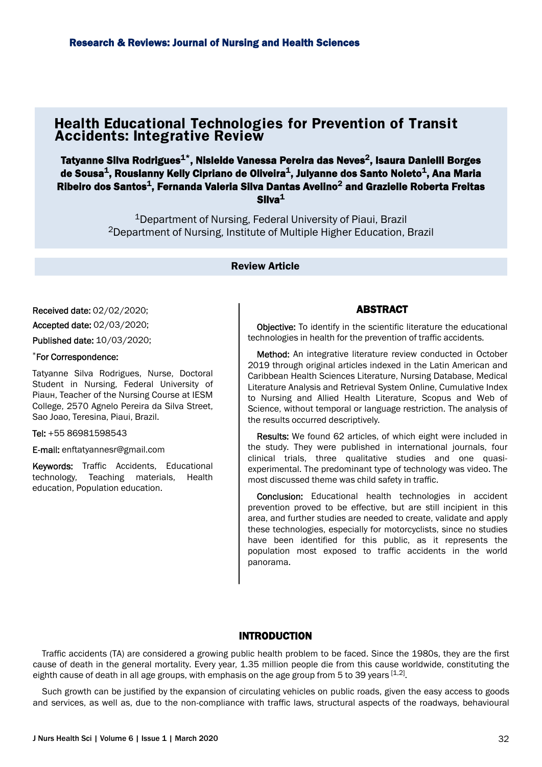# Health Educational Technologies for Prevention of Transit Accidents: Integrative Review

**Tatyanne Silva Rodrigues[1*], Nisleide Vanessa Pereira das Neves[2], Isaura Danielli Borges de Sousa[1], Rouslanny Kelly Cipriano de Oliveira[1], Julyanne dos Santo Noleto[1], Ana Maria Ribeiro dos Santos[1], Fernanda Valeria Silva Dantas Avelino[2] and Grazielle Roberta Freitas Silva[1]**

[1]Department of Nursing, Federal University of Piaui, Brazil
[2]Department of Nursing, Institute of Multiple Higher Education, Brazil

**Review Article**

**Received date:** 02/02/2020;

**Accepted date:** 02/03/2020;

**Published date:** 10/03/2020;

**[*]For Correspondence:**

Tatyanne Silva Rodrigues, Nurse, Doctoral Student in Nursing, Federal University of Piaun, Teacher of the Nursing Course at IESM College, 2570 Agnelo Pereira da Silva Street, Sao Joao, Teresina, Piaui, Brazil.

**Tel:** +55 86981598543

**E-mail:** enftatyannesr@gmail.com

**Keywords:** Traffic Accidents, Educational technology, Teaching materials, Health education, Population education.

## ABSTRACT

**Objective:** To identify in the scientific literature the educational technologies in health for the prevention of traffic accidents.

**Method:** An integrative literature review conducted in October 2019 through original articles indexed in the Latin American and Caribbean Health Sciences Literature, Nursing Database, Medical Literature Analysis and Retrieval System Online, Cumulative Index to Nursing and Allied Health Literature, Scopus and Web of Science, without temporal or language restriction. The analysis of the results occurred descriptively.

**Results:** We found 62 articles, of which eight were included in the study. They were published in international journals, four clinical trials, three qualitative studies and one quasi-experimental. The predominant type of technology was video. The most discussed theme was child safety in traffic.

**Conclusion:** Educational health technologies in accident prevention proved to be effective, but are still incipient in this area, and further studies are needed to create, validate and apply these technologies, especially for motorcyclists, since no studies have been identified for this public, as it represents the population most exposed to traffic accidents in the world panorama.

## INTRODUCTION

Traffic accidents (TA) are considered a growing public health problem to be faced. Since the 1980s, they are the first cause of death in the general mortality. Every year, 1.35 million people die from this cause worldwide, constituting the eighth cause of death in all age groups, with emphasis on the age group from 5 to 39 years [1,2].

Such growth can be justified by the expansion of circulating vehicles on public roads, given the easy access to goods and services, as well as, due to the non-compliance with traffic laws, structural aspects of the roadways, behavioural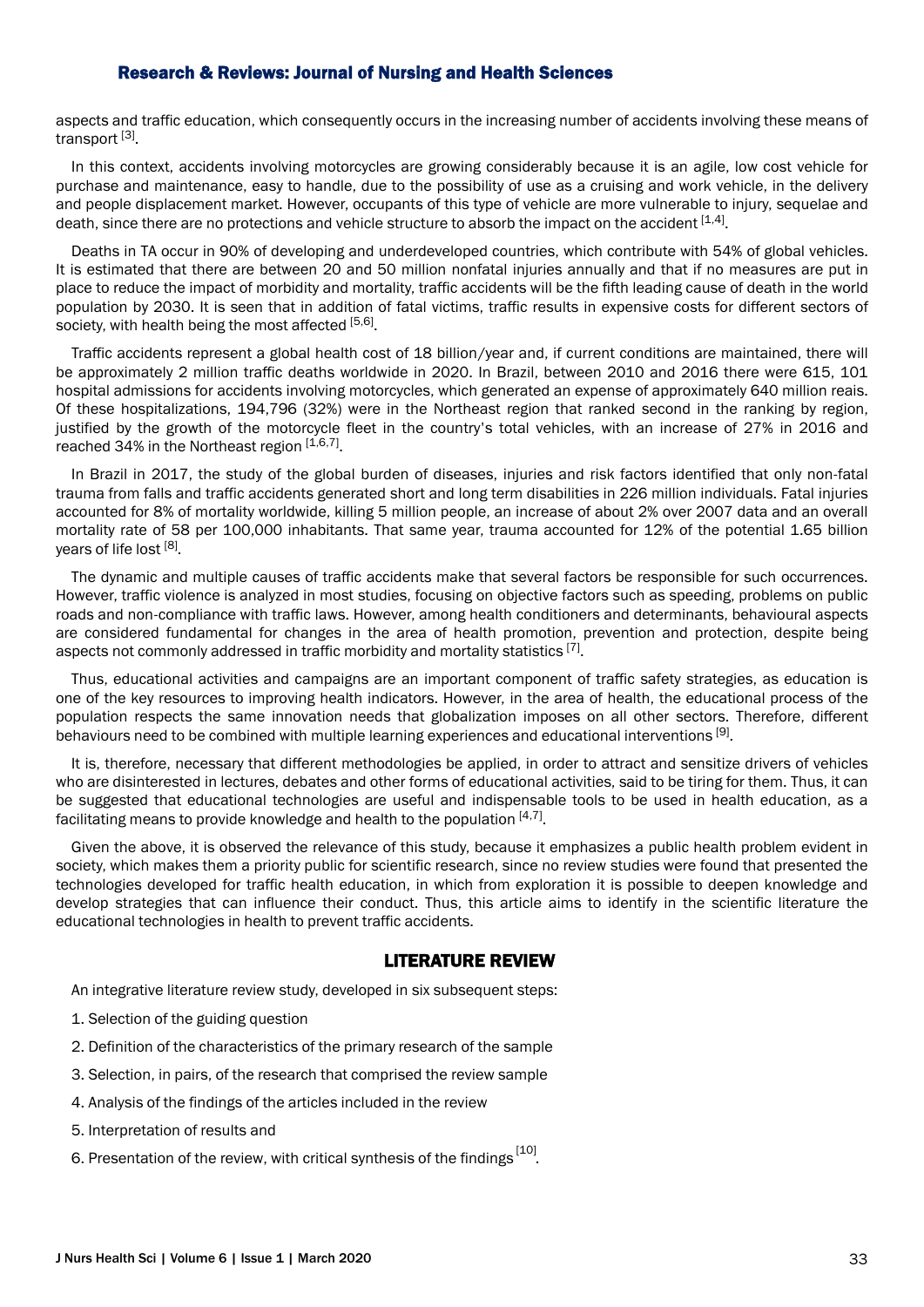aspects and traffic education, which consequently occurs in the increasing number of accidents involving these means of transport [3].

In this context, accidents involving motorcycles are growing considerably because it is an agile, low cost vehicle for purchase and maintenance, easy to handle, due to the possibility of use as a cruising and work vehicle, in the delivery and people displacement market. However, occupants of this type of vehicle are more vulnerable to injury, sequelae and death, since there are no protections and vehicle structure to absorb the impact on the accident [1,4].

Deaths in TA occur in 90% of developing and underdeveloped countries, which contribute with 54% of global vehicles. It is estimated that there are between 20 and 50 million nonfatal injuries annually and that if no measures are put in place to reduce the impact of morbidity and mortality, traffic accidents will be the fifth leading cause of death in the world population by 2030. It is seen that in addition of fatal victims, traffic results in expensive costs for different sectors of society, with health being the most affected [5,6].

Traffic accidents represent a global health cost of 18 billion/year and, if current conditions are maintained, there will be approximately 2 million traffic deaths worldwide in 2020. In Brazil, between 2010 and 2016 there were 615, 101 hospital admissions for accidents involving motorcycles, which generated an expense of approximately 640 million reais. Of these hospitalizations, 194,796 (32%) were in the Northeast region that ranked second in the ranking by region, justified by the growth of the motorcycle fleet in the country's total vehicles, with an increase of 27% in 2016 and reached 34% in the Northeast region [1,6,7].

In Brazil in 2017, the study of the global burden of diseases, injuries and risk factors identified that only non-fatal trauma from falls and traffic accidents generated short and long term disabilities in 226 million individuals. Fatal injuries accounted for 8% of mortality worldwide, killing 5 million people, an increase of about 2% over 2007 data and an overall mortality rate of 58 per 100,000 inhabitants. That same year, trauma accounted for 12% of the potential 1.65 billion years of life lost [8].

The dynamic and multiple causes of traffic accidents make that several factors be responsible for such occurrences. However, traffic violence is analyzed in most studies, focusing on objective factors such as speeding, problems on public roads and non-compliance with traffic laws. However, among health conditioners and determinants, behavioural aspects are considered fundamental for changes in the area of health promotion, prevention and protection, despite being aspects not commonly addressed in traffic morbidity and mortality statistics [7].

Thus, educational activities and campaigns are an important component of traffic safety strategies, as education is one of the key resources to improving health indicators. However, in the area of health, the educational process of the population respects the same innovation needs that globalization imposes on all other sectors. Therefore, different behaviours need to be combined with multiple learning experiences and educational interventions [9].

It is, therefore, necessary that different methodologies be applied, in order to attract and sensitize drivers of vehicles who are disinterested in lectures, debates and other forms of educational activities, said to be tiring for them. Thus, it can be suggested that educational technologies are useful and indispensable tools to be used in health education, as a facilitating means to provide knowledge and health to the population [4,7].

Given the above, it is observed the relevance of this study, because it emphasizes a public health problem evident in society, which makes them a priority public for scientific research, since no review studies were found that presented the technologies developed for traffic health education, in which from exploration it is possible to deepen knowledge and develop strategies that can influence their conduct. Thus, this article aims to identify in the scientific literature the educational technologies in health to prevent traffic accidents.

## LITERATURE REVIEW

An integrative literature review study, developed in six subsequent steps:

1. Selection of the guiding question
2. Definition of the characteristics of the primary research of the sample
3. Selection, in pairs, of the research that comprised the review sample
4. Analysis of the findings of the articles included in the review
5. Interpretation of results and
6. Presentation of the review, with critical synthesis of the findings [10].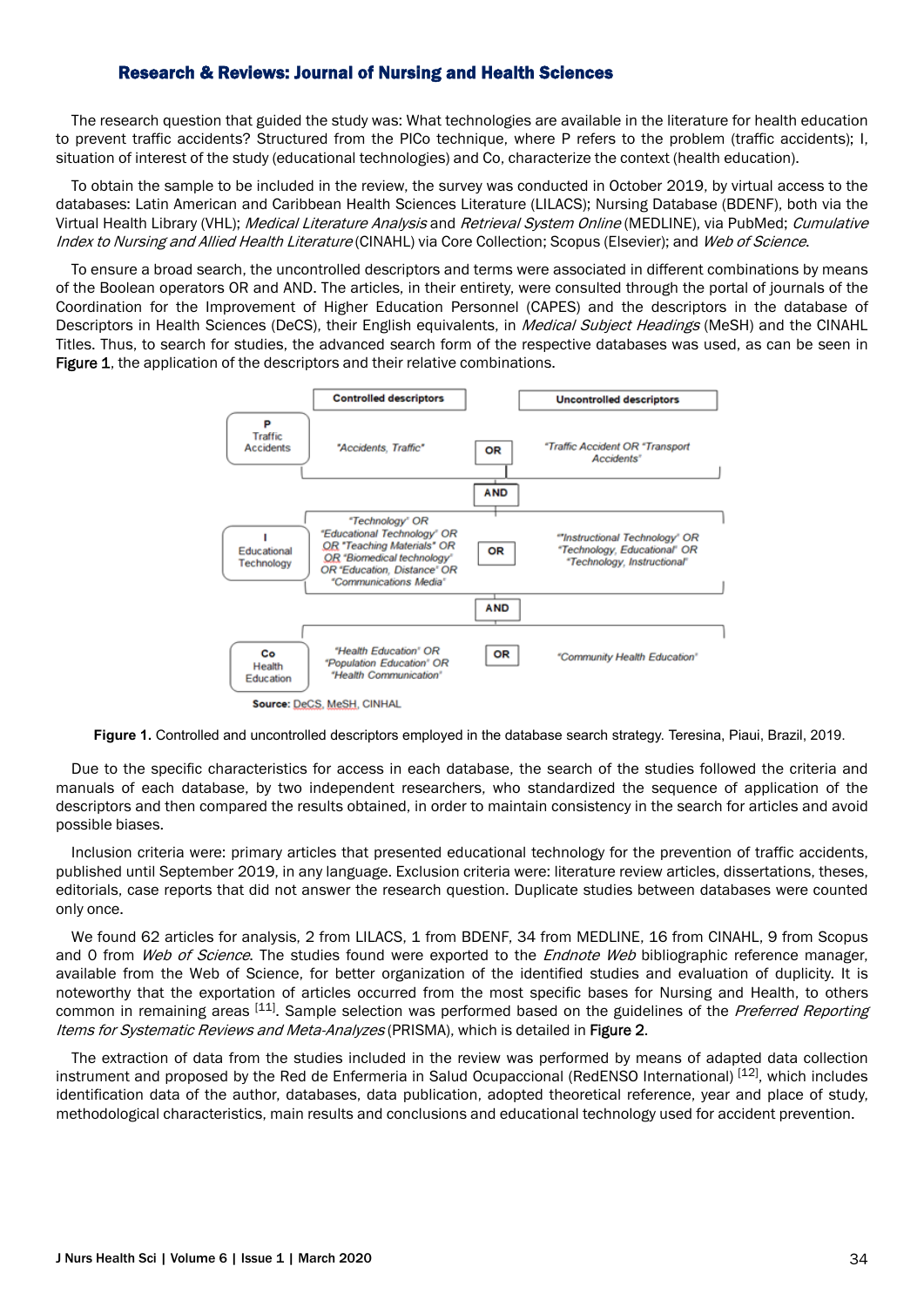The research question that guided the study was: What technologies are available in the literature for health education to prevent traffic accidents? Structured from the PICo technique, where P refers to the problem (traffic accidents); I, situation of interest of the study (educational technologies) and Co, characterize the context (health education).

To obtain the sample to be included in the review, the survey was conducted in October 2019, by virtual access to the databases: Latin American and Caribbean Health Sciences Literature (LILACS); Nursing Database (BDENF), both via the Virtual Health Library (VHL); *Medical Literature Analysis* and *Retrieval System Online* (MEDLINE), via PubMed; *Cumulative Index to Nursing and Allied Health Literature* (CINAHL) via Core Collection; Scopus (Elsevier); and *Web of Science*.

To ensure a broad search, the uncontrolled descriptors and terms were associated in different combinations by means of the Boolean operators OR and AND. The articles, in their entirety, were consulted through the portal of journals of the Coordination for the Improvement of Higher Education Personnel (CAPES) and the descriptors in the database of Descriptors in Health Sciences (DeCS), their English equivalents, in *Medical Subject Headings* (MeSH) and the CINAHL Titles. Thus, to search for studies, the advanced search form of the respective databases was used, as can be seen in **Figure 1**, the application of the descriptors and their relative combinations.

| | Controlled descriptors | | Uncontrolled descriptors |
|---|---|---|---|
| P Traffic Accidents | "Accidents, Traffic" | OR | "Traffic Accident OR "Transport Accidents" |
| | | AND | |
| I Educational Technology | "Technology" OR "Educational Technology" OR OR "Teaching Materials" OR OR "Biomedical technology" OR "Education, Distance" OR "Communications Media" | OR | ""Instructional Technology" OR "Technology, Educational" OR "Technology, Instructional" |
| | | AND | |
| Co Health Education | "Health Education" OR "Population Education" OR "Health Communication" | OR | "Community Health Education" |

**Source:** DeCS, MeSH, CINHAL

**Figure 1.** Controlled and uncontrolled descriptors employed in the database search strategy. Teresina, Piaui, Brazil, 2019.

Due to the specific characteristics for access in each database, the search of the studies followed the criteria and manuals of each database, by two independent researchers, who standardized the sequence of application of the descriptors and then compared the results obtained, in order to maintain consistency in the search for articles and avoid possible biases.

Inclusion criteria were: primary articles that presented educational technology for the prevention of traffic accidents, published until September 2019, in any language. Exclusion criteria were: literature review articles, dissertations, theses, editorials, case reports that did not answer the research question. Duplicate studies between databases were counted only once.

We found 62 articles for analysis, 2 from LILACS, 1 from BDENF, 34 from MEDLINE, 16 from CINAHL, 9 from Scopus and 0 from *Web of Science*. The studies found were exported to the *Endnote Web* bibliographic reference manager, available from the Web of Science, for better organization of the identified studies and evaluation of duplicity. It is noteworthy that the exportation of articles occurred from the most specific bases for Nursing and Health, to others common in remaining areas [11]. Sample selection was performed based on the guidelines of the *Preferred Reporting Items for Systematic Reviews and Meta-Analyzes* (PRISMA), which is detailed in **Figure 2**.

The extraction of data from the studies included in the review was performed by means of adapted data collection instrument and proposed by the Red de Enfermeria in Salud Ocupaccional (RedENSO International) [12], which includes identification data of the author, databases, data publication, adopted theoretical reference, year and place of study, methodological characteristics, main results and conclusions and educational technology used for accident prevention.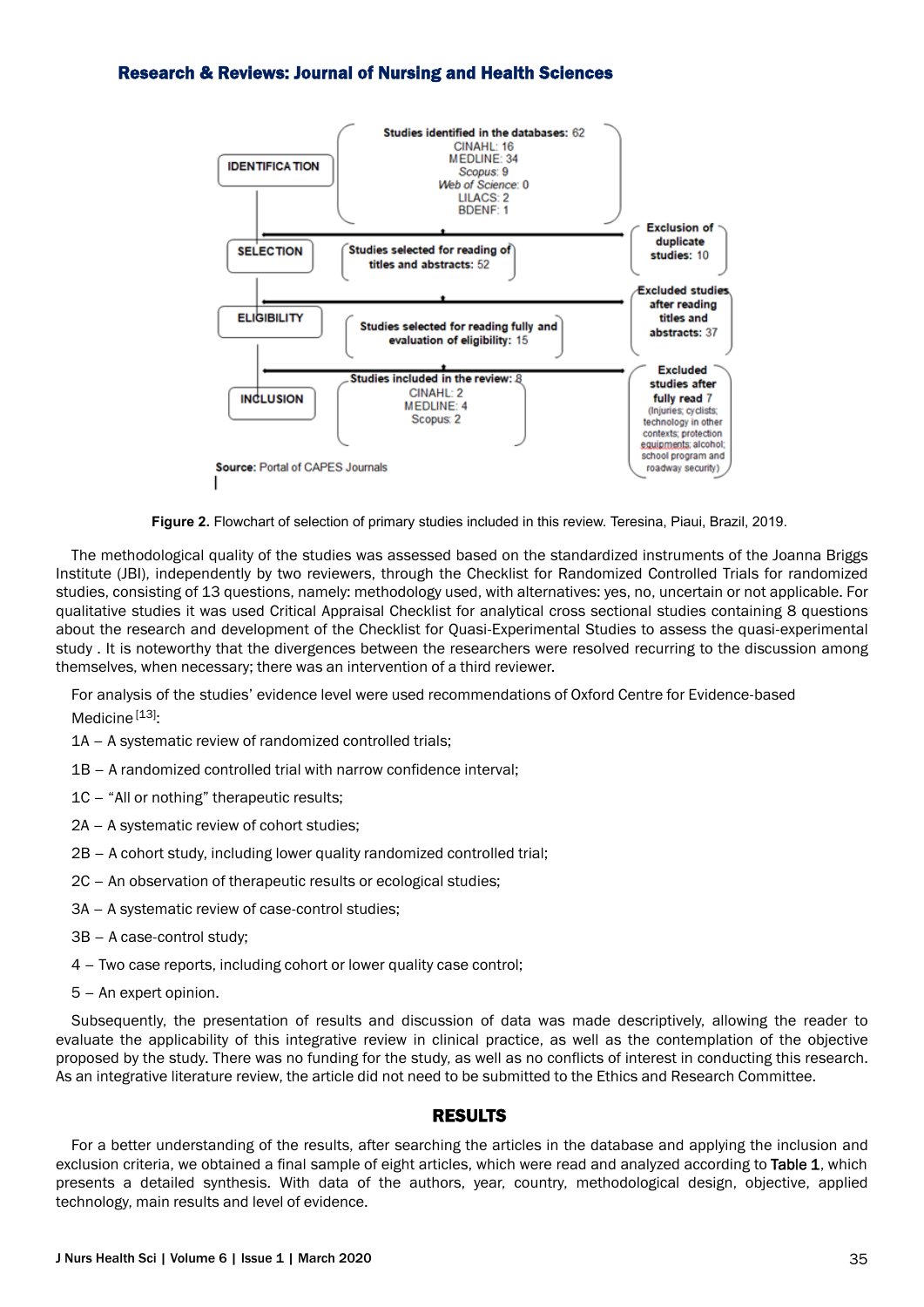IDENTIFICA TION

Studies identified in the databases: 62
CINAHL: 16
MEDLINE: 34
*Scopus*: 9
*Web of Science*: 0
LILACS: 2
BDENF: 1

SELECTION

Studies selected for reading of titles and abstracts: 52

Exclusion of duplicate studies: 10

ELIGIBILITY

Studies selected for reading fully and evaluation of eligibility: 15

Excluded studies after reading titles and abstracts: 37

INCLUSION

Studies included in the review: 8
CINAHL: 2
MEDLINE: 4
Scopus: 2

Excluded studies after fully read 7
(Injuries; cyclists; technology in other contexts; protection equipments; alcohol; school program and roadway security)

**Source:** Portal of CAPES Journals

**Figure 2.** Flowchart of selection of primary studies included in this review. Teresina, Piaui, Brazil, 2019.

The methodological quality of the studies was assessed based on the standardized instruments of the Joanna Briggs Institute (JBI), independently by two reviewers, through the Checklist for Randomized Controlled Trials for randomized studies, consisting of 13 questions, namely: methodology used, with alternatives: yes, no, uncertain or not applicable. For qualitative studies it was used Critical Appraisal Checklist for analytical cross sectional studies containing 8 questions about the research and development of the Checklist for Quasi-Experimental Studies to assess the quasi-experimental study . It is noteworthy that the divergences between the researchers were resolved recurring to the discussion among themselves, when necessary; there was an intervention of a third reviewer.

For analysis of the studies' evidence level were used recommendations of Oxford Centre for Evidence-based Medicine [13]:

1A – A systematic review of randomized controlled trials;

1B – A randomized controlled trial with narrow confidence interval;

1C – "All or nothing" therapeutic results;

2A – A systematic review of cohort studies;

2B – A cohort study, including lower quality randomized controlled trial;

2C – An observation of therapeutic results or ecological studies;

3A – A systematic review of case-control studies;

3B – A case-control study;

4 – Two case reports, including cohort or lower quality case control;

5 – An expert opinion.

Subsequently, the presentation of results and discussion of data was made descriptively, allowing the reader to evaluate the applicability of this integrative review in clinical practice, as well as the contemplation of the objective proposed by the study. There was no funding for the study, as well as no conflicts of interest in conducting this research. As an integrative literature review, the article did not need to be submitted to the Ethics and Research Committee.

## RESULTS

For a better understanding of the results, after searching the articles in the database and applying the inclusion and exclusion criteria, we obtained a final sample of eight articles, which were read and analyzed according to Table 1, which presents a detailed synthesis. With data of the authors, year, country, methodological design, objective, applied technology, main results and level of evidence.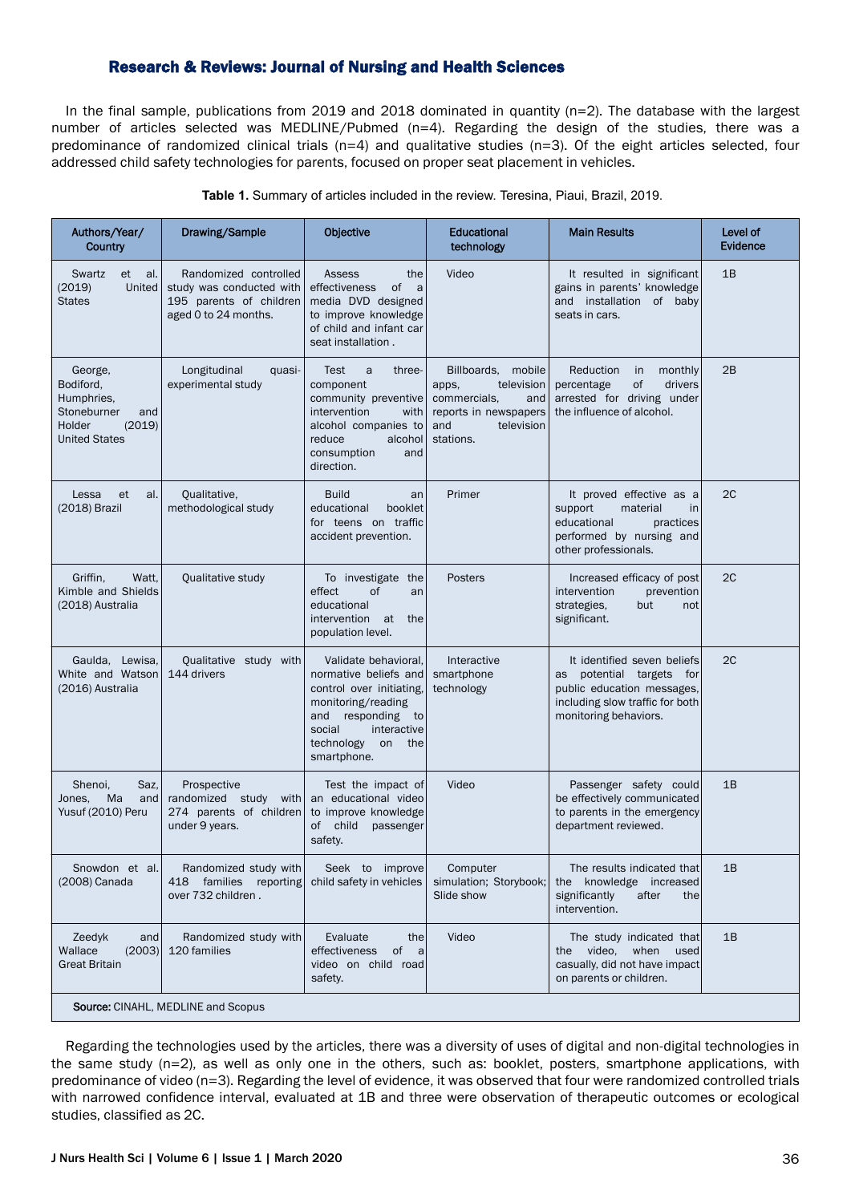In the final sample, publications from 2019 and 2018 dominated in quantity (n=2). The database with the largest number of articles selected was MEDLINE/Pubmed (n=4). Regarding the design of the studies, there was a predominance of randomized clinical trials (n=4) and qualitative studies (n=3). Of the eight articles selected, four addressed child safety technologies for parents, focused on proper seat placement in vehicles.

**Table 1.** Summary of articles included in the review. Teresina, Piaui, Brazil, 2019.

| Authors/Year/ Country | Drawing/Sample | Objective | Educational technology | Main Results | Level of Evidence |
|---|---|---|---|---|---|
| Swartz et al. (2019) United States | Randomized controlled study was conducted with 195 parents of children aged 0 to 24 months. | Assess the effectiveness of a media DVD designed to improve knowledge of child and infant car seat installation . | Video | It resulted in significant gains in parents' knowledge and installation of baby seats in cars. | 1B |
| George, Bodiford, Humphries, Stoneburner and Holder (2019) United States | Longitudinal quasi-experimental study | Test a three-component community preventive intervention with alcohol companies to reduce alcohol consumption and direction. | Billboards, mobile apps, television commercials, and reports in newspapers and television stations. | Reduction in monthly percentage of drivers arrested for driving under the influence of alcohol. | 2B |
| Lessa et al. (2018) Brazil | Qualitative, methodological study | Build an educational booklet for teens on traffic accident prevention. | Primer | It proved effective as a support material in educational practices performed by nursing and other professionals. | 2C |
| Griffin, Watt, Kimble and Shields (2018) Australia | Qualitative study | To investigate the effect of an educational intervention at the population level. | Posters | Increased efficacy of post intervention prevention strategies, but not significant. | 2C |
| Gaulda, Lewisa, White and Watson (2016) Australia | Qualitative study with 144 drivers | Validate behavioral, normative beliefs and control over initiating, monitoring/reading and responding to social interactive technology on the smartphone. | Interactive smartphone technology | It identified seven beliefs as potential targets for public education messages, including slow traffic for both monitoring behaviors. | 2C |
| Shenoi, Saz, Jones, Ma and Yusuf (2010) Peru | Prospective randomized study with 274 parents of children under 9 years. | Test the impact of an educational video to improve knowledge of child passenger safety. | Video | Passenger safety could be effectively communicated to parents in the emergency department reviewed. | 1B |
| Snowdon et al. (2008) Canada | Randomized study with 418 families reporting over 732 children . | Seek to improve child safety in vehicles | Computer simulation; Storybook; Slide show | The results indicated that the knowledge increased significantly after the intervention. | 1B |
| Zeedyk and Wallace (2003) Great Britain | Randomized study with 120 families | Evaluate the effectiveness of a video on child road safety. | Video | The study indicated that the video, when used casually, did not have impact on parents or children. | 1B |

**Source:** CINAHL, MEDLINE and Scopus

Regarding the technologies used by the articles, there was a diversity of uses of digital and non-digital technologies in the same study (n=2), as well as only one in the others, such as: booklet, posters, smartphone applications, with predominance of video (n=3). Regarding the level of evidence, it was observed that four were randomized controlled trials with narrowed confidence interval, evaluated at 1B and three were observation of therapeutic outcomes or ecological studies, classified as 2C.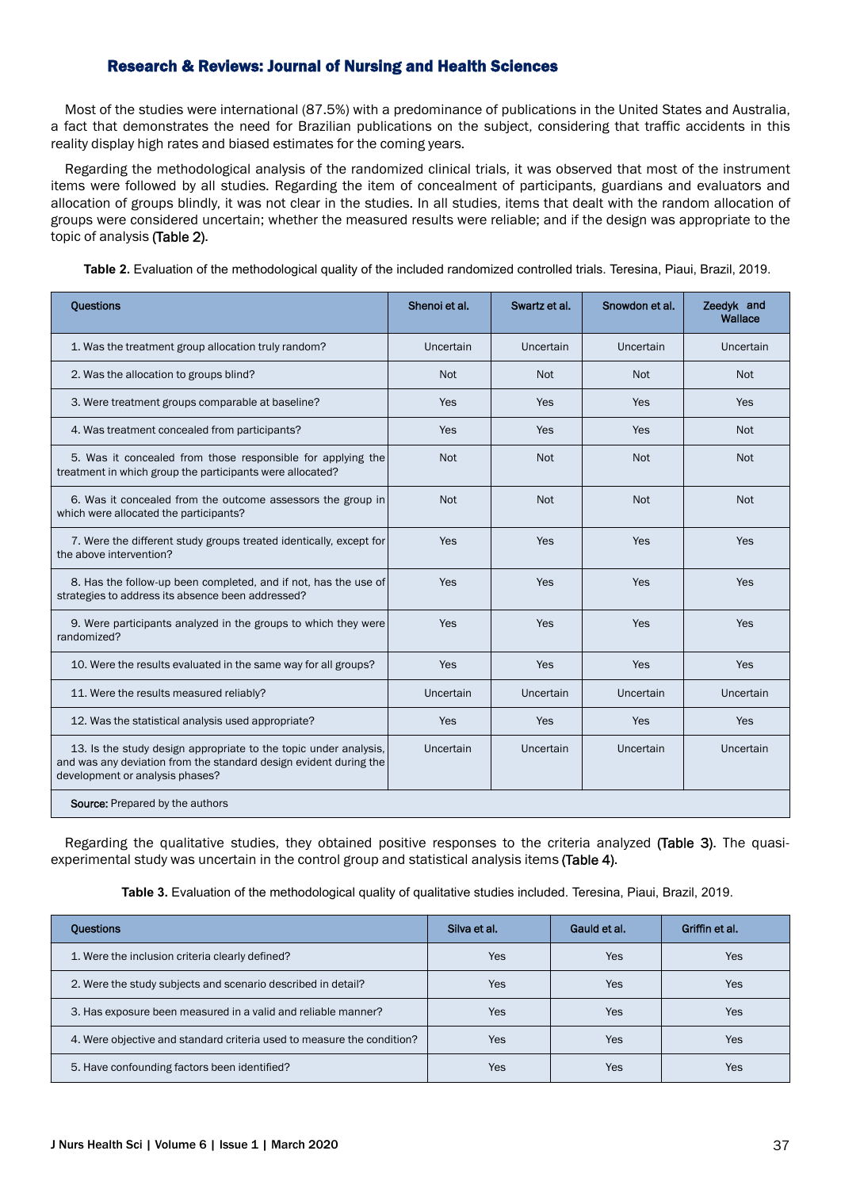Most of the studies were international (87.5%) with a predominance of publications in the United States and Australia, a fact that demonstrates the need for Brazilian publications on the subject, considering that traffic accidents in this reality display high rates and biased estimates for the coming years.

Regarding the methodological analysis of the randomized clinical trials, it was observed that most of the instrument items were followed by all studies. Regarding the item of concealment of participants, guardians and evaluators and allocation of groups blindly, it was not clear in the studies. In all studies, items that dealt with the random allocation of groups were considered uncertain; whether the measured results were reliable; and if the design was appropriate to the topic of analysis (Table 2).

**Table 2.** Evaluation of the methodological quality of the included randomized controlled trials. Teresina, Piaui, Brazil, 2019.

| Questions | Shenoi et al. | Swartz et al. | Snowdon et al. | Zeedyk and Wallace |
|---|---|---|---|---|
| 1. Was the treatment group allocation truly random? | Uncertain | Uncertain | Uncertain | Uncertain |
| 2. Was the allocation to groups blind? | Not | Not | Not | Not |
| 3. Were treatment groups comparable at baseline? | Yes | Yes | Yes | Yes |
| 4. Was treatment concealed from participants? | Yes | Yes | Yes | Not |
| 5. Was it concealed from those responsible for applying the treatment in which group the participants were allocated? | Not | Not | Not | Not |
| 6. Was it concealed from the outcome assessors the group in which were allocated the participants? | Not | Not | Not | Not |
| 7. Were the different study groups treated identically, except for the above intervention? | Yes | Yes | Yes | Yes |
| 8. Has the follow-up been completed, and if not, has the use of strategies to address its absence been addressed? | Yes | Yes | Yes | Yes |
| 9. Were participants analyzed in the groups to which they were randomized? | Yes | Yes | Yes | Yes |
| 10. Were the results evaluated in the same way for all groups? | Yes | Yes | Yes | Yes |
| 11. Were the results measured reliably? | Uncertain | Uncertain | Uncertain | Uncertain |
| 12. Was the statistical analysis used appropriate? | Yes | Yes | Yes | Yes |
| 13. Is the study design appropriate to the topic under analysis, and was any deviation from the standard design evident during the development or analysis phases? | Uncertain | Uncertain | Uncertain | Uncertain |

**Source:** Prepared by the authors

Regarding the qualitative studies, they obtained positive responses to the criteria analyzed (Table 3). The quasi-experimental study was uncertain in the control group and statistical analysis items (Table 4).

**Table 3.** Evaluation of the methodological quality of qualitative studies included. Teresina, Piaui, Brazil, 2019.

| Questions | Silva et al. | Gauld et al. | Griffin et al. |
|---|---|---|---|
| 1. Were the inclusion criteria clearly defined? | Yes | Yes | Yes |
| 2. Were the study subjects and scenario described in detail? | Yes | Yes | Yes |
| 3. Has exposure been measured in a valid and reliable manner? | Yes | Yes | Yes |
| 4. Were objective and standard criteria used to measure the condition? | Yes | Yes | Yes |
| 5. Have confounding factors been identified? | Yes | Yes | Yes |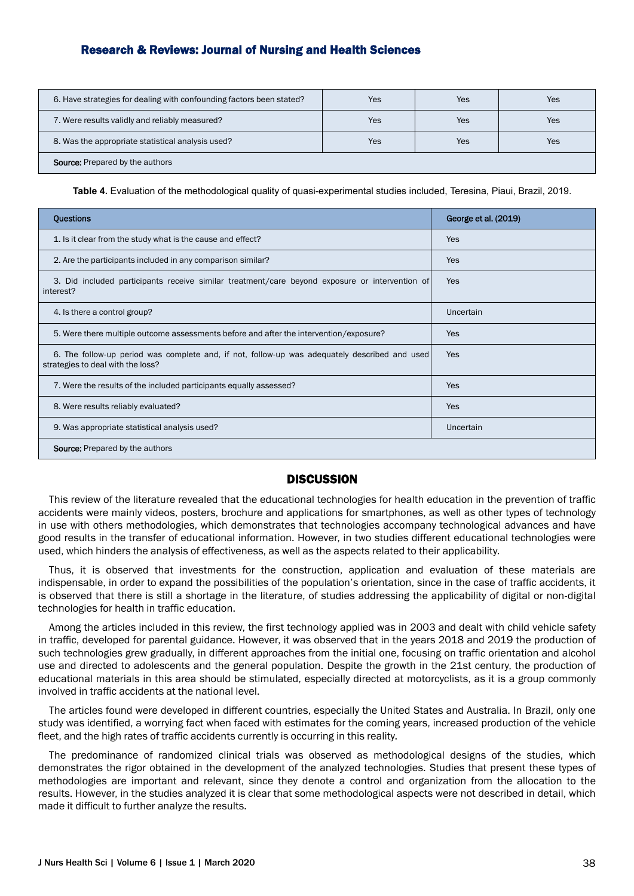| 6. Have strategies for dealing with confounding factors been stated? | Yes | Yes | Yes |
|---|---|---|---|
| 7. Were results validly and reliably measured? | Yes | Yes | Yes |
| 8. Was the appropriate statistical analysis used? | Yes | Yes | Yes |
| **Source:** Prepared by the authors | | | |

**Table 4.** Evaluation of the methodological quality of quasi-experimental studies included, Teresina, Piaui, Brazil, 2019.

| Questions | George et al. (2019) |
|---|---|
| 1. Is it clear from the study what is the cause and effect? | Yes |
| 2. Are the participants included in any comparison similar? | Yes |
| 3. Did included participants receive similar treatment/care beyond exposure or intervention of interest? | Yes |
| 4. Is there a control group? | Uncertain |
| 5. Were there multiple outcome assessments before and after the intervention/exposure? | Yes |
| 6. The follow-up period was complete and, if not, follow-up was adequately described and used strategies to deal with the loss? | Yes |
| 7. Were the results of the included participants equally assessed? | Yes |
| 8. Were results reliably evaluated? | Yes |
| 9. Was appropriate statistical analysis used? | Uncertain |
| **Source:** Prepared by the authors | |

## DISCUSSION

This review of the literature revealed that the educational technologies for health education in the prevention of traffic accidents were mainly videos, posters, brochure and applications for smartphones, as well as other types of technology in use with others methodologies, which demonstrates that technologies accompany technological advances and have good results in the transfer of educational information. However, in two studies different educational technologies were used, which hinders the analysis of effectiveness, as well as the aspects related to their applicability.

Thus, it is observed that investments for the construction, application and evaluation of these materials are indispensable, in order to expand the possibilities of the population's orientation, since in the case of traffic accidents, it is observed that there is still a shortage in the literature, of studies addressing the applicability of digital or non-digital technologies for health in traffic education.

Among the articles included in this review, the first technology applied was in 2003 and dealt with child vehicle safety in traffic, developed for parental guidance. However, it was observed that in the years 2018 and 2019 the production of such technologies grew gradually, in different approaches from the initial one, focusing on traffic orientation and alcohol use and directed to adolescents and the general population. Despite the growth in the 21st century, the production of educational materials in this area should be stimulated, especially directed at motorcyclists, as it is a group commonly involved in traffic accidents at the national level.

The articles found were developed in different countries, especially the United States and Australia. In Brazil, only one study was identified, a worrying fact when faced with estimates for the coming years, increased production of the vehicle fleet, and the high rates of traffic accidents currently is occurring in this reality.

The predominance of randomized clinical trials was observed as methodological designs of the studies, which demonstrates the rigor obtained in the development of the analyzed technologies. Studies that present these types of methodologies are important and relevant, since they denote a control and organization from the allocation to the results. However, in the studies analyzed it is clear that some methodological aspects were not described in detail, which made it difficult to further analyze the results.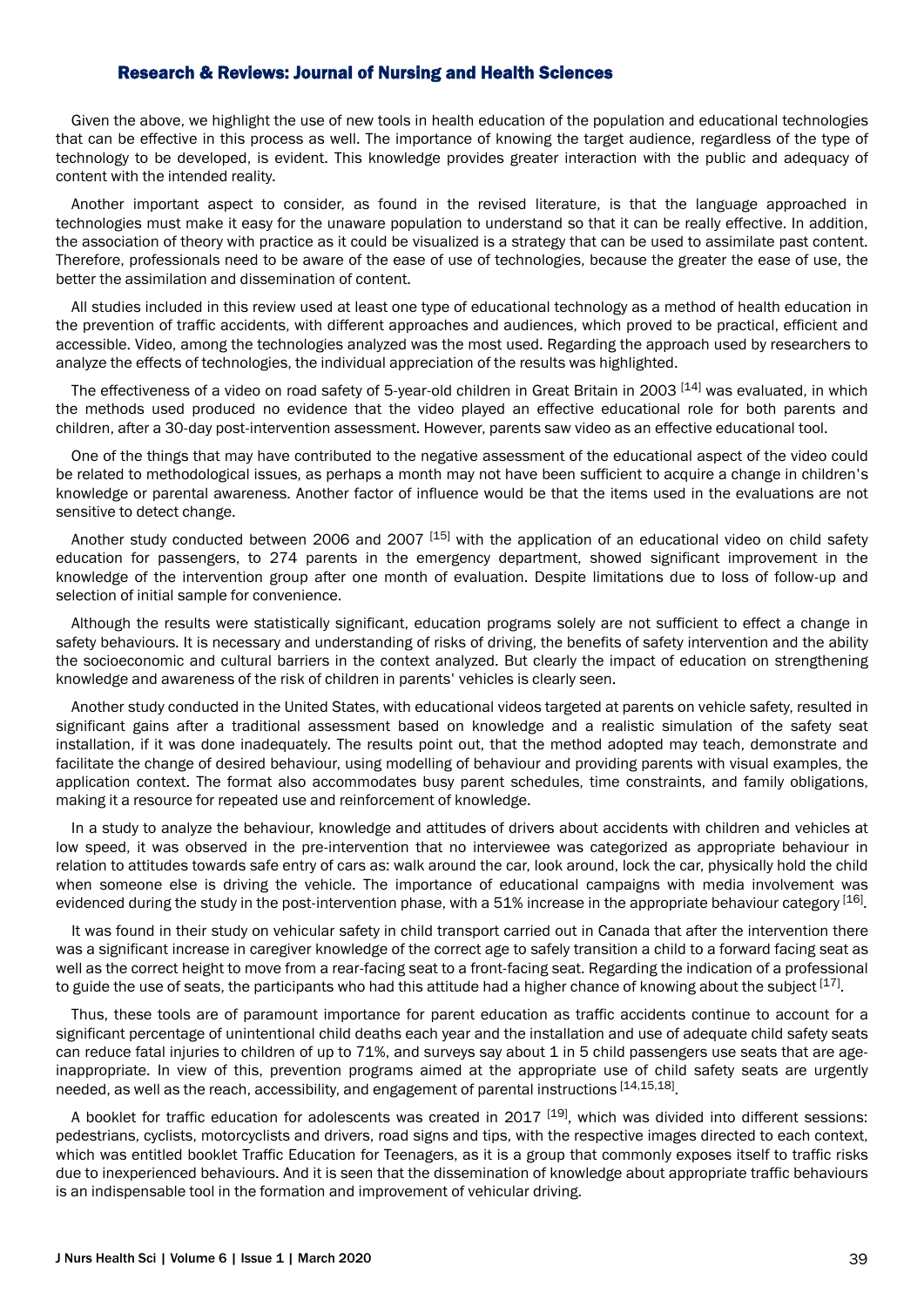Given the above, we highlight the use of new tools in health education of the population and educational technologies that can be effective in this process as well. The importance of knowing the target audience, regardless of the type of technology to be developed, is evident. This knowledge provides greater interaction with the public and adequacy of content with the intended reality.

Another important aspect to consider, as found in the revised literature, is that the language approached in technologies must make it easy for the unaware population to understand so that it can be really effective. In addition, the association of theory with practice as it could be visualized is a strategy that can be used to assimilate past content. Therefore, professionals need to be aware of the ease of use of technologies, because the greater the ease of use, the better the assimilation and dissemination of content.

All studies included in this review used at least one type of educational technology as a method of health education in the prevention of traffic accidents, with different approaches and audiences, which proved to be practical, efficient and accessible. Video, among the technologies analyzed was the most used. Regarding the approach used by researchers to analyze the effects of technologies, the individual appreciation of the results was highlighted.

The effectiveness of a video on road safety of 5-year-old children in Great Britain in 2003 [14] was evaluated, in which the methods used produced no evidence that the video played an effective educational role for both parents and children, after a 30-day post-intervention assessment. However, parents saw video as an effective educational tool.

One of the things that may have contributed to the negative assessment of the educational aspect of the video could be related to methodological issues, as perhaps a month may not have been sufficient to acquire a change in children's knowledge or parental awareness. Another factor of influence would be that the items used in the evaluations are not sensitive to detect change.

Another study conducted between 2006 and 2007 [15] with the application of an educational video on child safety education for passengers, to 274 parents in the emergency department, showed significant improvement in the knowledge of the intervention group after one month of evaluation. Despite limitations due to loss of follow-up and selection of initial sample for convenience.

Although the results were statistically significant, education programs solely are not sufficient to effect a change in safety behaviours. It is necessary and understanding of risks of driving, the benefits of safety intervention and the ability the socioeconomic and cultural barriers in the context analyzed. But clearly the impact of education on strengthening knowledge and awareness of the risk of children in parents' vehicles is clearly seen.

Another study conducted in the United States, with educational videos targeted at parents on vehicle safety, resulted in significant gains after a traditional assessment based on knowledge and a realistic simulation of the safety seat installation, if it was done inadequately. The results point out, that the method adopted may teach, demonstrate and facilitate the change of desired behaviour, using modelling of behaviour and providing parents with visual examples, the application context. The format also accommodates busy parent schedules, time constraints, and family obligations, making it a resource for repeated use and reinforcement of knowledge.

In a study to analyze the behaviour, knowledge and attitudes of drivers about accidents with children and vehicles at low speed, it was observed in the pre-intervention that no interviewee was categorized as appropriate behaviour in relation to attitudes towards safe entry of cars as: walk around the car, look around, lock the car, physically hold the child when someone else is driving the vehicle. The importance of educational campaigns with media involvement was evidenced during the study in the post-intervention phase, with a 51% increase in the appropriate behaviour category [16].

It was found in their study on vehicular safety in child transport carried out in Canada that after the intervention there was a significant increase in caregiver knowledge of the correct age to safely transition a child to a forward facing seat as well as the correct height to move from a rear-facing seat to a front-facing seat. Regarding the indication of a professional to guide the use of seats, the participants who had this attitude had a higher chance of knowing about the subject [17].

Thus, these tools are of paramount importance for parent education as traffic accidents continue to account for a significant percentage of unintentional child deaths each year and the installation and use of adequate child safety seats can reduce fatal injuries to children of up to 71%, and surveys say about 1 in 5 child passengers use seats that are age-inappropriate. In view of this, prevention programs aimed at the appropriate use of child safety seats are urgently needed, as well as the reach, accessibility, and engagement of parental instructions [14,15,18].

A booklet for traffic education for adolescents was created in 2017 [19], which was divided into different sessions: pedestrians, cyclists, motorcyclists and drivers, road signs and tips, with the respective images directed to each context, which was entitled booklet Traffic Education for Teenagers, as it is a group that commonly exposes itself to traffic risks due to inexperienced behaviours. And it is seen that the dissemination of knowledge about appropriate traffic behaviours is an indispensable tool in the formation and improvement of vehicular driving.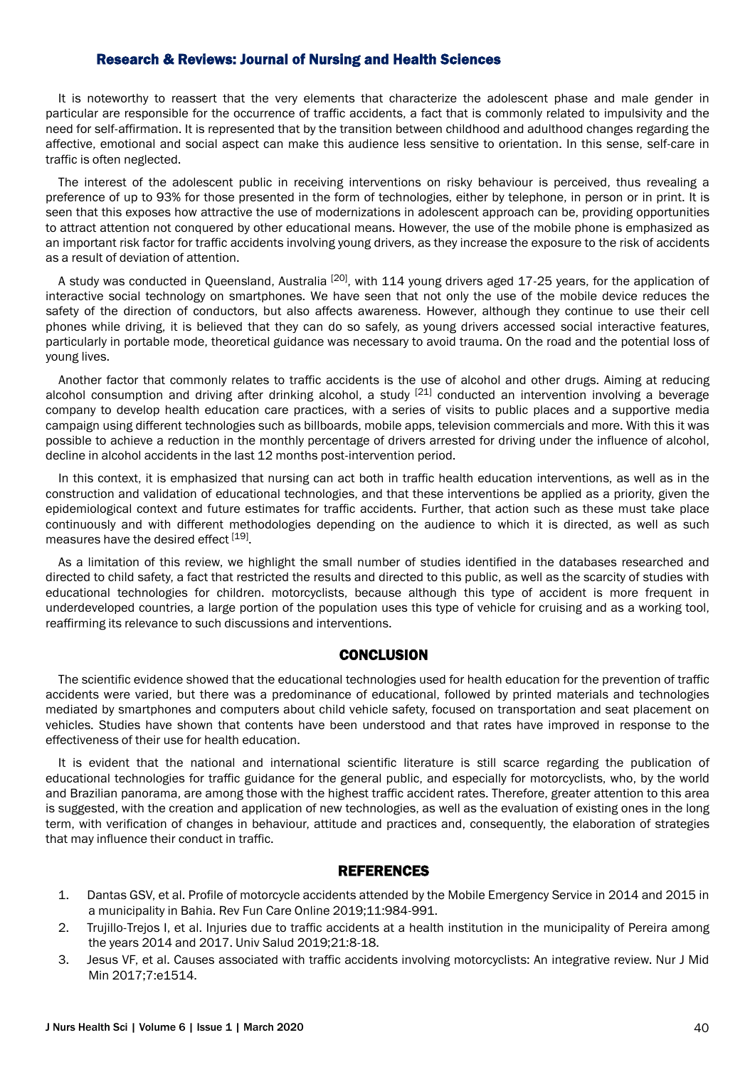It is noteworthy to reassert that the very elements that characterize the adolescent phase and male gender in particular are responsible for the occurrence of traffic accidents, a fact that is commonly related to impulsivity and the need for self-affirmation. It is represented that by the transition between childhood and adulthood changes regarding the affective, emotional and social aspect can make this audience less sensitive to orientation. In this sense, self-care in traffic is often neglected.

The interest of the adolescent public in receiving interventions on risky behaviour is perceived, thus revealing a preference of up to 93% for those presented in the form of technologies, either by telephone, in person or in print. It is seen that this exposes how attractive the use of modernizations in adolescent approach can be, providing opportunities to attract attention not conquered by other educational means. However, the use of the mobile phone is emphasized as an important risk factor for traffic accidents involving young drivers, as they increase the exposure to the risk of accidents as a result of deviation of attention.

A study was conducted in Queensland, Australia [20], with 114 young drivers aged 17-25 years, for the application of interactive social technology on smartphones. We have seen that not only the use of the mobile device reduces the safety of the direction of conductors, but also affects awareness. However, although they continue to use their cell phones while driving, it is believed that they can do so safely, as young drivers accessed social interactive features, particularly in portable mode, theoretical guidance was necessary to avoid trauma. On the road and the potential loss of young lives.

Another factor that commonly relates to traffic accidents is the use of alcohol and other drugs. Aiming at reducing alcohol consumption and driving after drinking alcohol, a study [21] conducted an intervention involving a beverage company to develop health education care practices, with a series of visits to public places and a supportive media campaign using different technologies such as billboards, mobile apps, television commercials and more. With this it was possible to achieve a reduction in the monthly percentage of drivers arrested for driving under the influence of alcohol, decline in alcohol accidents in the last 12 months post-intervention period.

In this context, it is emphasized that nursing can act both in traffic health education interventions, as well as in the construction and validation of educational technologies, and that these interventions be applied as a priority, given the epidemiological context and future estimates for traffic accidents. Further, that action such as these must take place continuously and with different methodologies depending on the audience to which it is directed, as well as such measures have the desired effect [19].

As a limitation of this review, we highlight the small number of studies identified in the databases researched and directed to child safety, a fact that restricted the results and directed to this public, as well as the scarcity of studies with educational technologies for children. motorcyclists, because although this type of accident is more frequent in underdeveloped countries, a large portion of the population uses this type of vehicle for cruising and as a working tool, reaffirming its relevance to such discussions and interventions.

## CONCLUSION

The scientific evidence showed that the educational technologies used for health education for the prevention of traffic accidents were varied, but there was a predominance of educational, followed by printed materials and technologies mediated by smartphones and computers about child vehicle safety, focused on transportation and seat placement on vehicles. Studies have shown that contents have been understood and that rates have improved in response to the effectiveness of their use for health education.

It is evident that the national and international scientific literature is still scarce regarding the publication of educational technologies for traffic guidance for the general public, and especially for motorcyclists, who, by the world and Brazilian panorama, are among those with the highest traffic accident rates. Therefore, greater attention to this area is suggested, with the creation and application of new technologies, as well as the evaluation of existing ones in the long term, with verification of changes in behaviour, attitude and practices and, consequently, the elaboration of strategies that may influence their conduct in traffic.

## REFERENCES

1. Dantas GSV, et al. Profile of motorcycle accidents attended by the Mobile Emergency Service in 2014 and 2015 in a municipality in Bahia. Rev Fun Care Online 2019;11:984-991.
2. Trujillo-Trejos I, et al. Injuries due to traffic accidents at a health institution in the municipality of Pereira among the years 2014 and 2017. Univ Salud 2019;21:8-18.
3. Jesus VF, et al. Causes associated with traffic accidents involving motorcyclists: An integrative review. Nur J Mid Min 2017;7:e1514.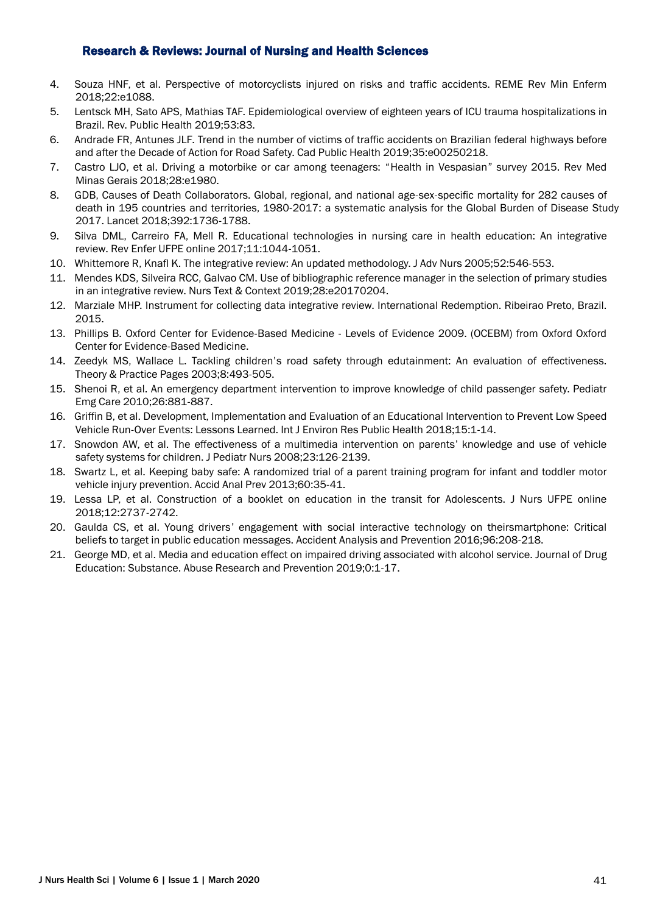4. Souza HNF, et al. Perspective of motorcyclists injured on risks and traffic accidents. REME Rev Min Enferm 2018;22:e1088.
5. Lentsck MH, Sato APS, Mathias TAF. Epidemiological overview of eighteen years of ICU trauma hospitalizations in Brazil. Rev. Public Health 2019;53:83.
6. Andrade FR, Antunes JLF. Trend in the number of victims of traffic accidents on Brazilian federal highways before and after the Decade of Action for Road Safety. Cad Public Health 2019;35:e00250218.
7. Castro LJO, et al. Driving a motorbike or car among teenagers: "Health in Vespasian" survey 2015. Rev Med Minas Gerais 2018;28:e1980.
8. GDB, Causes of Death Collaborators. Global, regional, and national age-sex-specific mortality for 282 causes of death in 195 countries and territories, 1980-2017: a systematic analysis for the Global Burden of Disease Study 2017. Lancet 2018;392:1736-1788.
9. Silva DML, Carreiro FA, Mell R. Educational technologies in nursing care in health education: An integrative review. Rev Enfer UFPE online 2017;11:1044-1051.
10. Whittemore R, Knafl K. The integrative review: An updated methodology. J Adv Nurs 2005;52:546-553.
11. Mendes KDS, Silveira RCC, Galvao CM. Use of bibliographic reference manager in the selection of primary studies in an integrative review. Nurs Text & Context 2019;28:e20170204.
12. Marziale MHP. Instrument for collecting data integrative review. International Redemption. Ribeirao Preto, Brazil. 2015.
13. Phillips B. Oxford Center for Evidence-Based Medicine - Levels of Evidence 2009. (OCEBM) from Oxford Oxford Center for Evidence-Based Medicine.
14. Zeedyk MS, Wallace L. Tackling children's road safety through edutainment: An evaluation of effectiveness. Theory & Practice Pages 2003;8:493-505.
15. Shenoi R, et al. An emergency department intervention to improve knowledge of child passenger safety. Pediatr Emg Care 2010;26:881-887.
16. Griffin B, et al. Development, Implementation and Evaluation of an Educational Intervention to Prevent Low Speed Vehicle Run-Over Events: Lessons Learned. Int J Environ Res Public Health 2018;15:1-14.
17. Snowdon AW, et al. The effectiveness of a multimedia intervention on parents' knowledge and use of vehicle safety systems for children. J Pediatr Nurs 2008;23:126-2139.
18. Swartz L, et al. Keeping baby safe: A randomized trial of a parent training program for infant and toddler motor vehicle injury prevention. Accid Anal Prev 2013;60:35-41.
19. Lessa LP, et al. Construction of a booklet on education in the transit for Adolescents. J Nurs UFPE online 2018;12:2737-2742.
20. Gaulda CS, et al. Young drivers' engagement with social interactive technology on theirsmartphone: Critical beliefs to target in public education messages. Accident Analysis and Prevention 2016;96:208-218.
21. George MD, et al. Media and education effect on impaired driving associated with alcohol service. Journal of Drug Education: Substance. Abuse Research and Prevention 2019;0:1-17.